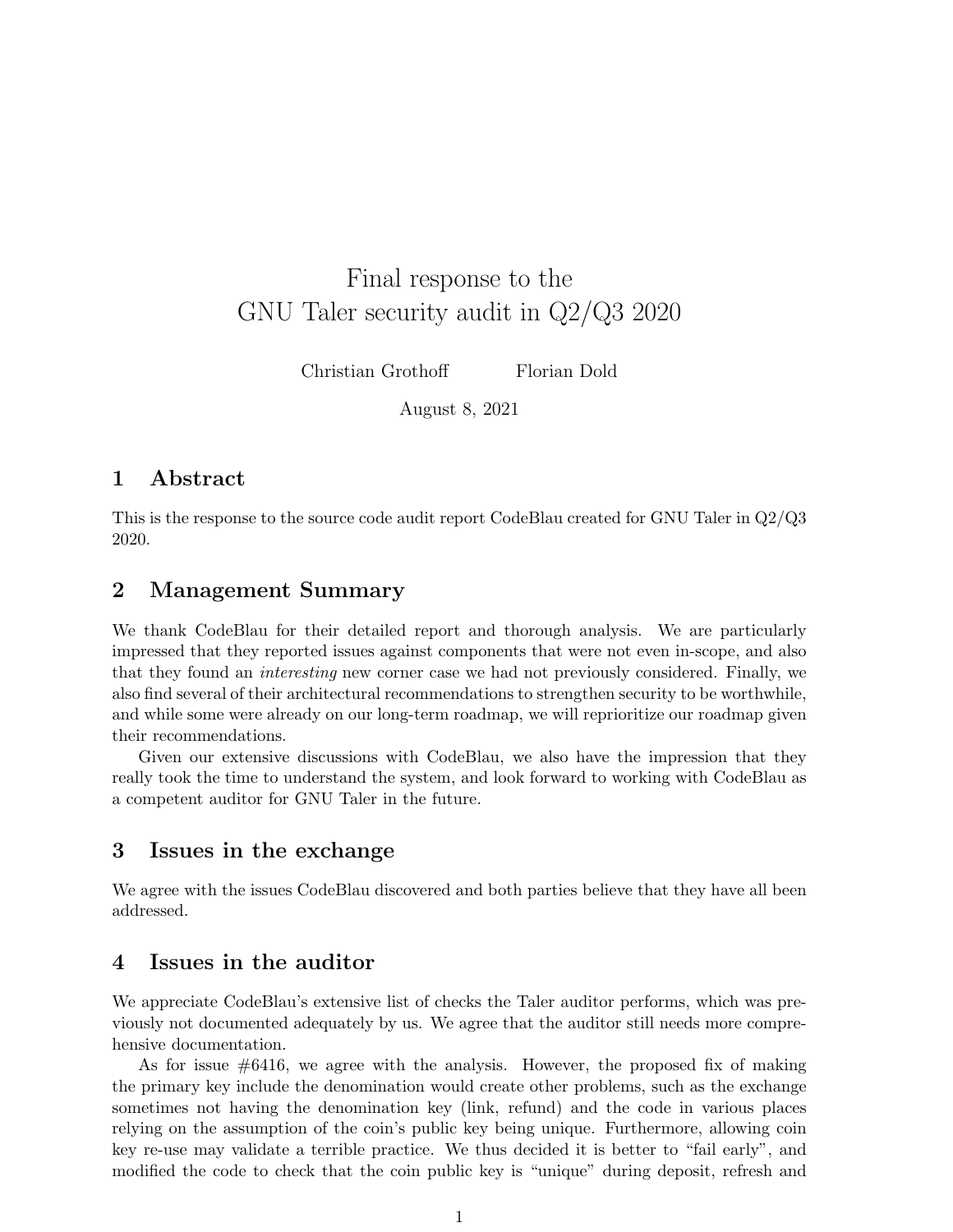# Final response to the GNU Taler security audit in Q2/Q3 2020

Christian Grothoff    Florian Dold

August 8, 2021

## 1 Abstract

This is the response to the source code audit report CodeBlau created for GNU Taler in Q2/Q3 2020.

## 2 Management Summary

We thank CodeBlau for their detailed report and thorough analysis. We are particularly impressed that they reported issues against components that were not even in-scope, and also that they found an *interesting* new corner case we had not previously considered. Finally, we also find several of their architectural recommendations to strengthen security to be worthwhile, and while some were already on our long-term roadmap, we will reprioritize our roadmap given their recommendations.

Given our extensive discussions with CodeBlau, we also have the impression that they really took the time to understand the system, and look forward to working with CodeBlau as a competent auditor for GNU Taler in the future.

## 3 Issues in the exchange

We agree with the issues CodeBlau discovered and both parties believe that they have all been addressed.

## 4 Issues in the auditor

We appreciate CodeBlau's extensive list of checks the Taler auditor performs, which was previously not documented adequately by us. We agree that the auditor still needs more comprehensive documentation.

As for issue #6416, we agree with the analysis. However, the proposed fix of making the primary key include the denomination would create other problems, such as the exchange sometimes not having the denomination key (link, refund) and the code in various places relying on the assumption of the coin's public key being unique. Furthermore, allowing coin key re-use may validate a terrible practice. We thus decided it is better to "fail early", and modified the code to check that the coin public key is "unique" during deposit, refresh and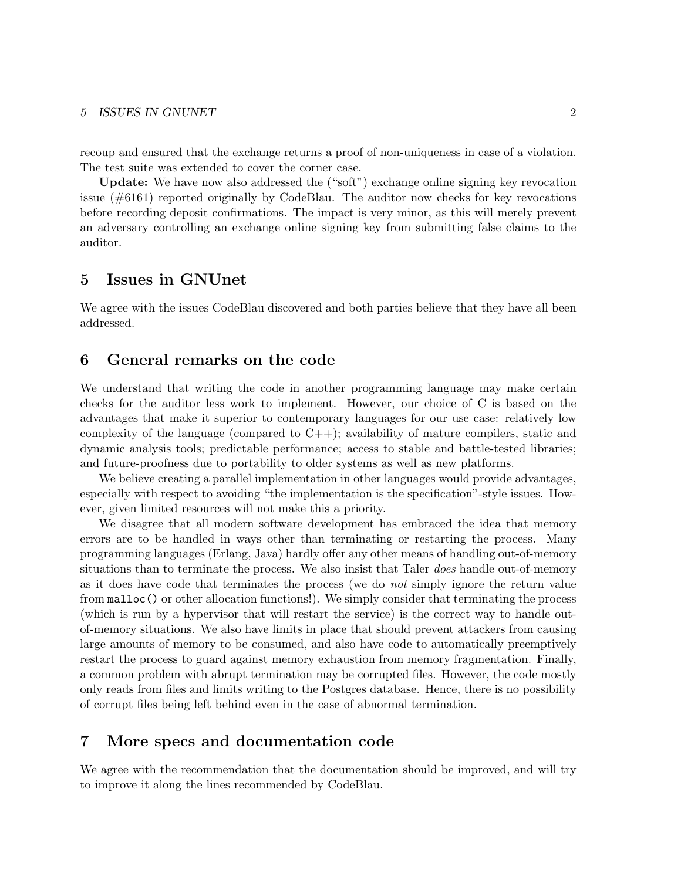recoup and ensured that the exchange returns a proof of non-uniqueness in case of a violation. The test suite was extended to cover the corner case.

**Update:** We have now also addressed the ("soft") exchange online signing key revocation issue (#6161) reported originally by CodeBlau. The auditor now checks for key revocations before recording deposit confirmations. The impact is very minor, as this will merely prevent an adversary controlling an exchange online signing key from submitting false claims to the auditor.

## 5 Issues in GNUnet

We agree with the issues CodeBlau discovered and both parties believe that they have all been addressed.

## 6 General remarks on the code

We understand that writing the code in another programming language may make certain checks for the auditor less work to implement. However, our choice of C is based on the advantages that make it superior to contemporary languages for our use case: relatively low complexity of the language (compared to C++); availability of mature compilers, static and dynamic analysis tools; predictable performance; access to stable and battle-tested libraries; and future-proofness due to portability to older systems as well as new platforms.

We believe creating a parallel implementation in other languages would provide advantages, especially with respect to avoiding "the implementation is the specification"-style issues. However, given limited resources will not make this a priority.

We disagree that all modern software development has embraced the idea that memory errors are to be handled in ways other than terminating or restarting the process. Many programming languages (Erlang, Java) hardly offer any other means of handling out-of-memory situations than to terminate the process. We also insist that Taler *does* handle out-of-memory as it does have code that terminates the process (we do *not* simply ignore the return value from `malloc()` or other allocation functions!). We simply consider that terminating the process (which is run by a hypervisor that will restart the service) is the correct way to handle out-of-memory situations. We also have limits in place that should prevent attackers from causing large amounts of memory to be consumed, and also have code to automatically preemptively restart the process to guard against memory exhaustion from memory fragmentation. Finally, a common problem with abrupt termination may be corrupted files. However, the code mostly only reads from files and limits writing to the Postgres database. Hence, there is no possibility of corrupt files being left behind even in the case of abnormal termination.

## 7 More specs and documentation code

We agree with the recommendation that the documentation should be improved, and will try to improve it along the lines recommended by CodeBlau.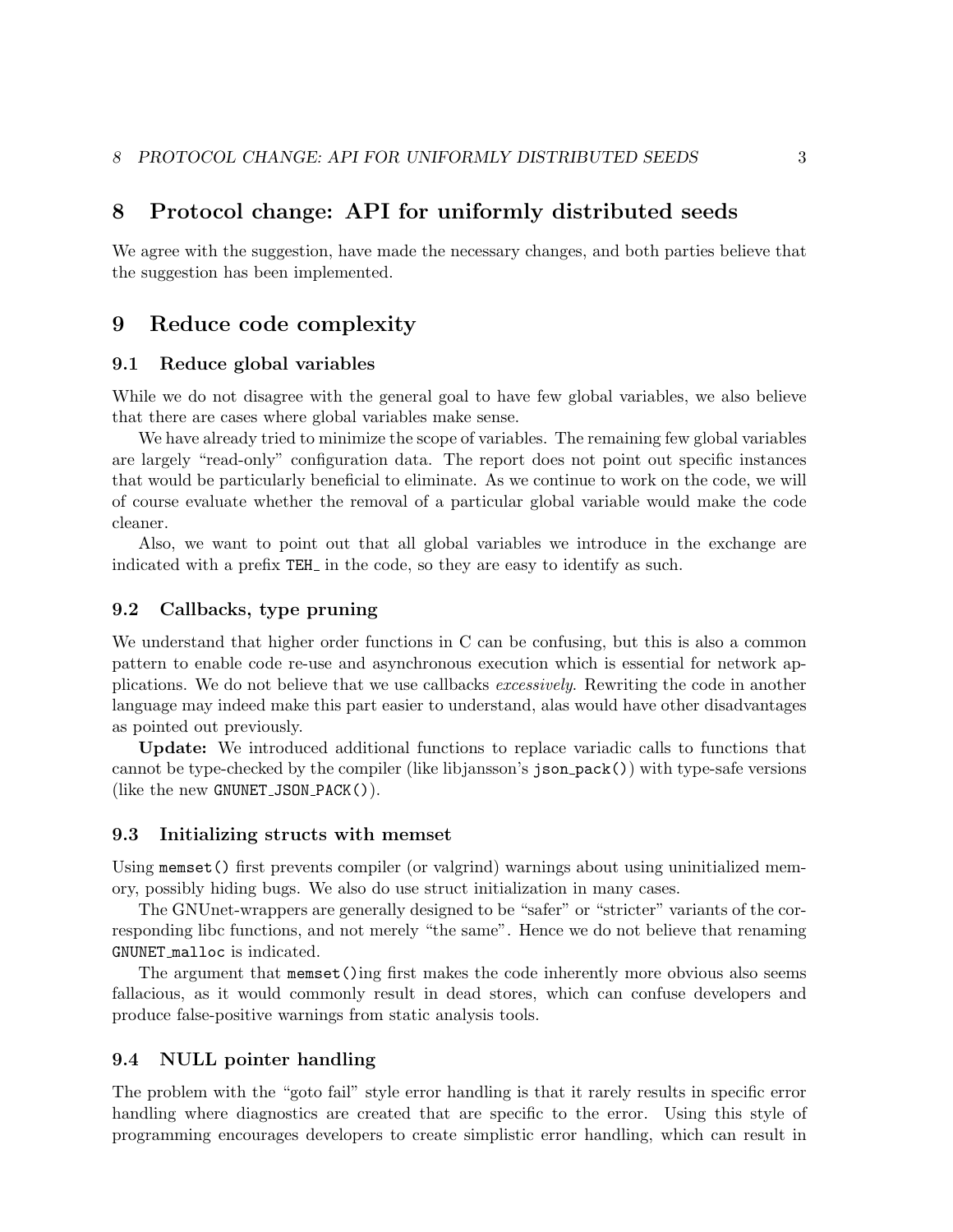## 8 Protocol change: API for uniformly distributed seeds

We agree with the suggestion, have made the necessary changes, and both parties believe that the suggestion has been implemented.

## 9 Reduce code complexity

### 9.1 Reduce global variables

While we do not disagree with the general goal to have few global variables, we also believe that there are cases where global variables make sense.

We have already tried to minimize the scope of variables. The remaining few global variables are largely "read-only" configuration data. The report does not point out specific instances that would be particularly beneficial to eliminate. As we continue to work on the code, we will of course evaluate whether the removal of a particular global variable would make the code cleaner.

Also, we want to point out that all global variables we introduce in the exchange are indicated with a prefix `TEH_` in the code, so they are easy to identify as such.

### 9.2 Callbacks, type pruning

We understand that higher order functions in C can be confusing, but this is also a common pattern to enable code re-use and asynchronous execution which is essential for network applications. We do not believe that we use callbacks *excessively*. Rewriting the code in another language may indeed make this part easier to understand, alas would have other disadvantages as pointed out previously.

**Update:** We introduced additional functions to replace variadic calls to functions that cannot be type-checked by the compiler (like libjansson's `json_pack()`) with type-safe versions (like the new `GNUNET_JSON_PACK()`).

### 9.3 Initializing structs with memset

Using `memset()` first prevents compiler (or valgrind) warnings about using uninitialized memory, possibly hiding bugs. We also do use struct initialization in many cases.

The GNUnet-wrappers are generally designed to be "safer" or "stricter" variants of the corresponding libc functions, and not merely "the same". Hence we do not believe that renaming `GNUNET_malloc` is indicated.

The argument that `memset()`ing first makes the code inherently more obvious also seems fallacious, as it would commonly result in dead stores, which can confuse developers and produce false-positive warnings from static analysis tools.

### 9.4 NULL pointer handling

The problem with the "goto fail" style error handling is that it rarely results in specific error handling where diagnostics are created that are specific to the error. Using this style of programming encourages developers to create simplistic error handling, which can result in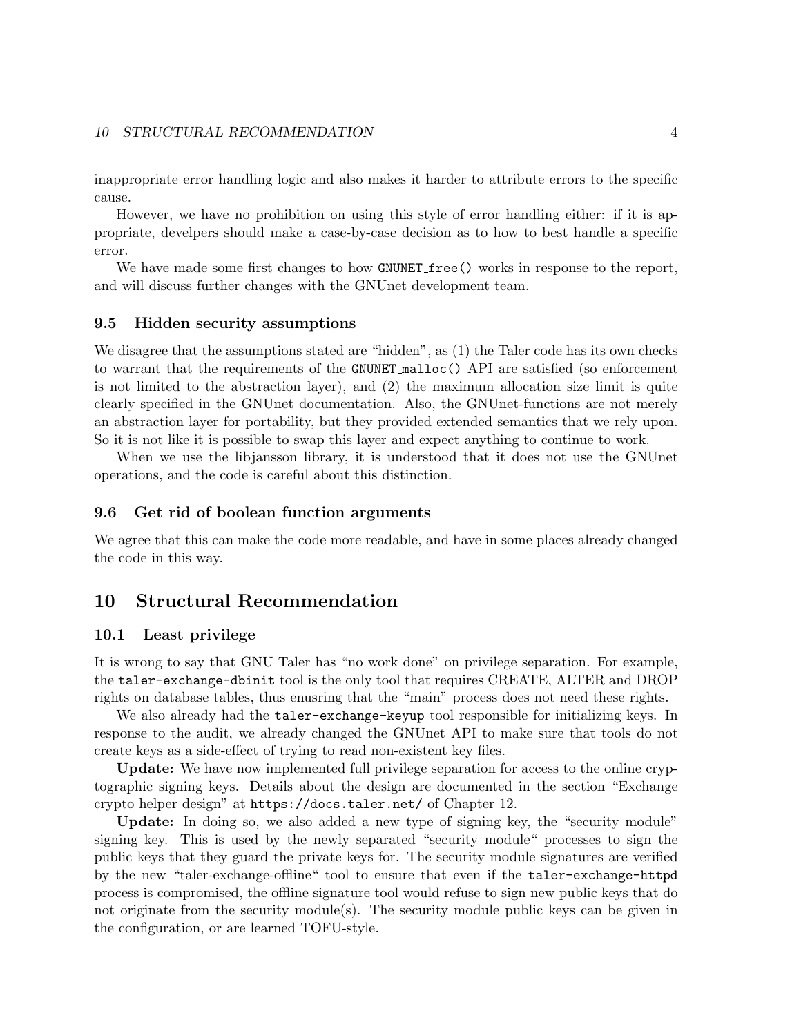inappropriate error handling logic and also makes it harder to attribute errors to the specific cause.

However, we have no prohibition on using this style of error handling either: if it is appropriate, develpers should make a case-by-case decision as to how to best handle a specific error.

We have made some first changes to how `GNUNET_free()` works in response to the report, and will discuss further changes with the GNUnet development team.

### 9.5 Hidden security assumptions

We disagree that the assumptions stated are "hidden", as (1) the Taler code has its own checks to warrant that the requirements of the `GNUNET_malloc()` API are satisfied (so enforcement is not limited to the abstraction layer), and (2) the maximum allocation size limit is quite clearly specified in the GNUnet documentation. Also, the GNUnet-functions are not merely an abstraction layer for portability, but they provided extended semantics that we rely upon. So it is not like it is possible to swap this layer and expect anything to continue to work.

When we use the libjansson library, it is understood that it does not use the GNUnet operations, and the code is careful about this distinction.

### 9.6 Get rid of boolean function arguments

We agree that this can make the code more readable, and have in some places already changed the code in this way.

## 10 Structural Recommendation

### 10.1 Least privilege

It is wrong to say that GNU Taler has "no work done" on privilege separation. For example, the `taler-exchange-dbinit` tool is the only tool that requires CREATE, ALTER and DROP rights on database tables, thus enusring that the "main" process does not need these rights.

We also already had the `taler-exchange-keyup` tool responsible for initializing keys. In response to the audit, we already changed the GNUnet API to make sure that tools do not create keys as a side-effect of trying to read non-existent key files.

**Update:** We have now implemented full privilege separation for access to the online cryptographic signing keys. Details about the design are documented in the section "Exchange crypto helper design" at `https://docs.taler.net/` of Chapter 12.

**Update:** In doing so, we also added a new type of signing key, the "security module" signing key. This is used by the newly separated "security module" processes to sign the public keys that they guard the private keys for. The security module signatures are verified by the new "taler-exchange-offline" tool to ensure that even if the `taler-exchange-httpd` process is compromised, the offline signature tool would refuse to sign new public keys that do not originate from the security module(s). The security module public keys can be given in the configuration, or are learned TOFU-style.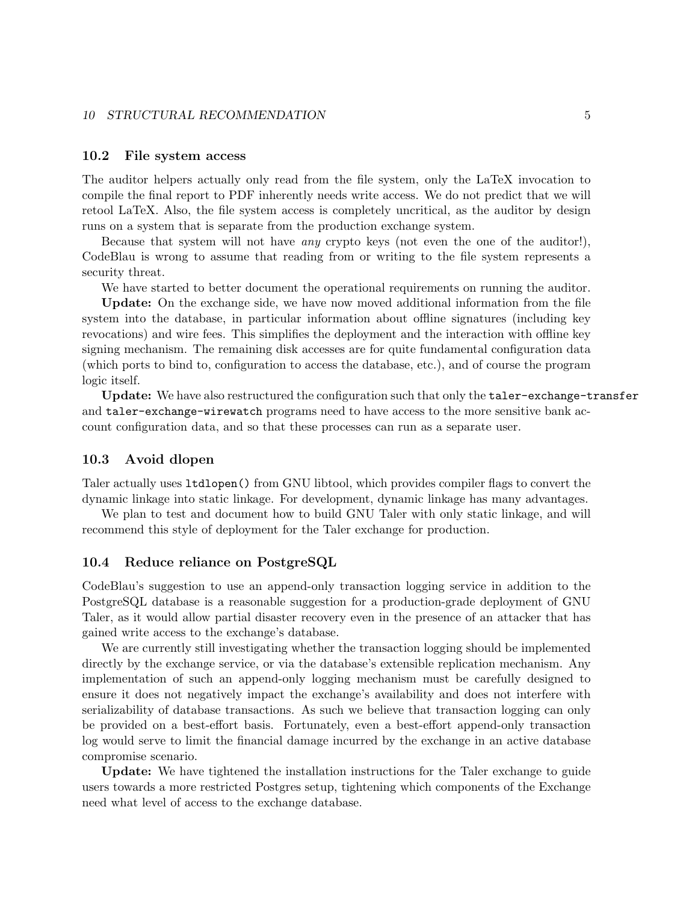## 10.2 File system access

The auditor helpers actually only read from the file system, only the LaTeX invocation to compile the final report to PDF inherently needs write access. We do not predict that we will retool LaTeX. Also, the file system access is completely uncritical, as the auditor by design runs on a system that is separate from the production exchange system.

Because that system will not have *any* crypto keys (not even the one of the auditor!), CodeBlau is wrong to assume that reading from or writing to the file system represents a security threat.

We have started to better document the operational requirements on running the auditor.

**Update:** On the exchange side, we have now moved additional information from the file system into the database, in particular information about offline signatures (including key revocations) and wire fees. This simplifies the deployment and the interaction with offline key signing mechanism. The remaining disk accesses are for quite fundamental configuration data (which ports to bind to, configuration to access the database, etc.), and of course the program logic itself.

**Update:** We have also restructured the configuration such that only the `taler-exchange-transfer` and `taler-exchange-wirewatch` programs need to have access to the more sensitive bank account configuration data, and so that these processes can run as a separate user.

## 10.3 Avoid dlopen

Taler actually uses `ltdlopen()` from GNU libtool, which provides compiler flags to convert the dynamic linkage into static linkage. For development, dynamic linkage has many advantages.

We plan to test and document how to build GNU Taler with only static linkage, and will recommend this style of deployment for the Taler exchange for production.

## 10.4 Reduce reliance on PostgreSQL

CodeBlau's suggestion to use an append-only transaction logging service in addition to the PostgreSQL database is a reasonable suggestion for a production-grade deployment of GNU Taler, as it would allow partial disaster recovery even in the presence of an attacker that has gained write access to the exchange's database.

We are currently still investigating whether the transaction logging should be implemented directly by the exchange service, or via the database's extensible replication mechanism. Any implementation of such an append-only logging mechanism must be carefully designed to ensure it does not negatively impact the exchange's availability and does not interfere with serializability of database transactions. As such we believe that transaction logging can only be provided on a best-effort basis. Fortunately, even a best-effort append-only transaction log would serve to limit the financial damage incurred by the exchange in an active database compromise scenario.

**Update:** We have tightened the installation instructions for the Taler exchange to guide users towards a more restricted Postgres setup, tightening which components of the Exchange need what level of access to the exchange database.